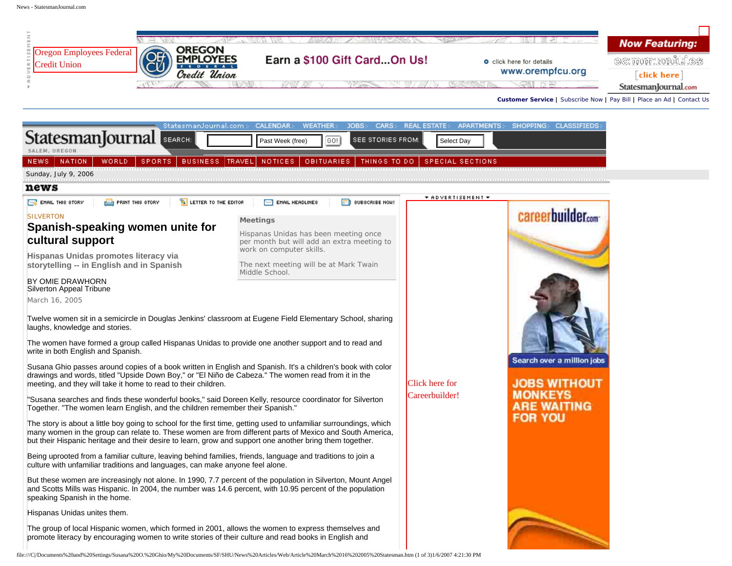SILVERTON

# Spanish-speaking women unite for cultural support

## Hispanas Unidas promotes literacy via storytelling -- in English and in Spanish

BY OMIE DRAWHORN
Silverton Appeal Tribune

March 16, 2005

**Meetings**

Hispanas Unidas has been meeting once per month but will add an extra meeting to work on computer skills.

The next meeting will be at Mark Twain Middle School.

Twelve women sit in a semicircle in Douglas Jenkins' classroom at Eugene Field Elementary School, sharing laughs, knowledge and stories.

The women have formed a group called Hispanas Unidas to provide one another support and to read and write in both English and Spanish.

Susana Ghio passes around copies of a book written in English and Spanish. It's a children's book with color drawings and words, titled "Upside Down Boy," or "El Niño de Cabeza." The women read from it in the meeting, and they will take it home to read to their children.

"Susana searches and finds these wonderful books," said Doreen Kelly, resource coordinator for Silverton Together. "The women learn English, and the children remember their Spanish."

The story is about a little boy going to school for the first time, getting used to unfamiliar surroundings, which many women in the group can relate to. These women are from different parts of Mexico and South America, but their Hispanic heritage and their desire to learn, grow and support one another bring them together.

Being uprooted from a familiar culture, leaving behind families, friends, language and traditions to join a culture with unfamiliar traditions and languages, can make anyone feel alone.

But these women are increasingly not alone. In 1990, 7.7 percent of the population in Silverton, Mount Angel and Scotts Mills was Hispanic. In 2004, the number was 14.6 percent, with 10.95 percent of the population speaking Spanish in the home.

Hispanas Unidas unites them.

The group of local Hispanic women, which formed in 2001, allows the women to express themselves and promote literacy by encouraging women to write stories of their culture and read books in English and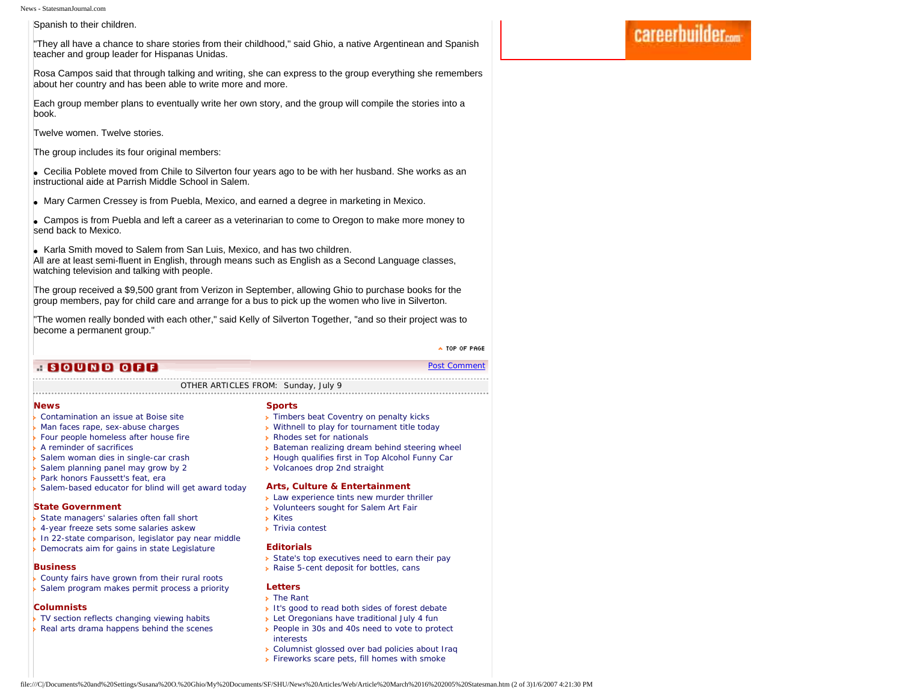Spanish to their children.

"They all have a chance to share stories from their childhood," said Ghio, a native Argentinean and Spanish teacher and group leader for Hispanas Unidas.

Rosa Campos said that through talking and writing, she can express to the group everything she remembers about her country and has been able to write more and more.

Each group member plans to eventually write her own story, and the group will compile the stories into a book.

Twelve women. Twelve stories.

The group includes its four original members:

- Cecilia Poblete moved from Chile to Silverton four years ago to be with her husband. She works as an instructional aide at Parrish Middle School in Salem.
- Mary Carmen Cressey is from Puebla, Mexico, and earned a degree in marketing in Mexico.
- Campos is from Puebla and left a career as a veterinarian to come to Oregon to make more money to send back to Mexico.
- Karla Smith moved to Salem from San Luis, Mexico, and has two children.

All are at least semi-fluent in English, through means such as English as a Second Language classes, watching television and talking with people.

The group received a $9,500 grant from Verizon in September, allowing Ghio to purchase books for the group members, pay for child care and arrange for a bus to pick up the women who live in Silverton.

"The women really bonded with each other," said Kelly of Silverton Together, "and so their project was to become a permanent group."

TOP OF PAGE

SOUND OFF — Post Comment

OTHER ARTICLES FROM: Sunday, July 9

**News**
- Contamination an issue at Boise site
- Man faces rape, sex-abuse charges
- Four people homeless after house fire
- A reminder of sacrifices
- Salem woman dies in single-car crash
- Salem planning panel may grow by 2
- Park honors Faussett's feat, era
- Salem-based educator for blind will get award today

**State Government**
- State managers' salaries often fall short
- 4-year freeze sets some salaries askew
- In 22-state comparison, legislator pay near middle
- Democrats aim for gains in state Legislature

**Business**
- County fairs have grown from their rural roots
- Salem program makes permit process a priority

**Columnists**
- TV section reflects changing viewing habits
- Real arts drama happens behind the scenes

**Sports**
- Timbers beat Coventry on penalty kicks
- Withnell to play for tournament title today
- Rhodes set for nationals
- Bateman realizing dream behind steering wheel
- Hough qualifies first in Top Alcohol Funny Car
- Volcanoes drop 2nd straight

**Arts, Culture & Entertainment**
- Law experience tints new murder thriller
- Volunteers sought for Salem Art Fair
- Kites
- Trivia contest

**Editorials**
- State's top executives need to earn their pay
- Raise 5-cent deposit for bottles, cans

**Letters**
- The Rant
- It's good to read both sides of forest debate
- Let Oregonians have traditional July 4 fun
- People in 30s and 40s need to vote to protect interests
- Columnist glossed over bad policies about Iraq
- Fireworks scare pets, fill homes with smoke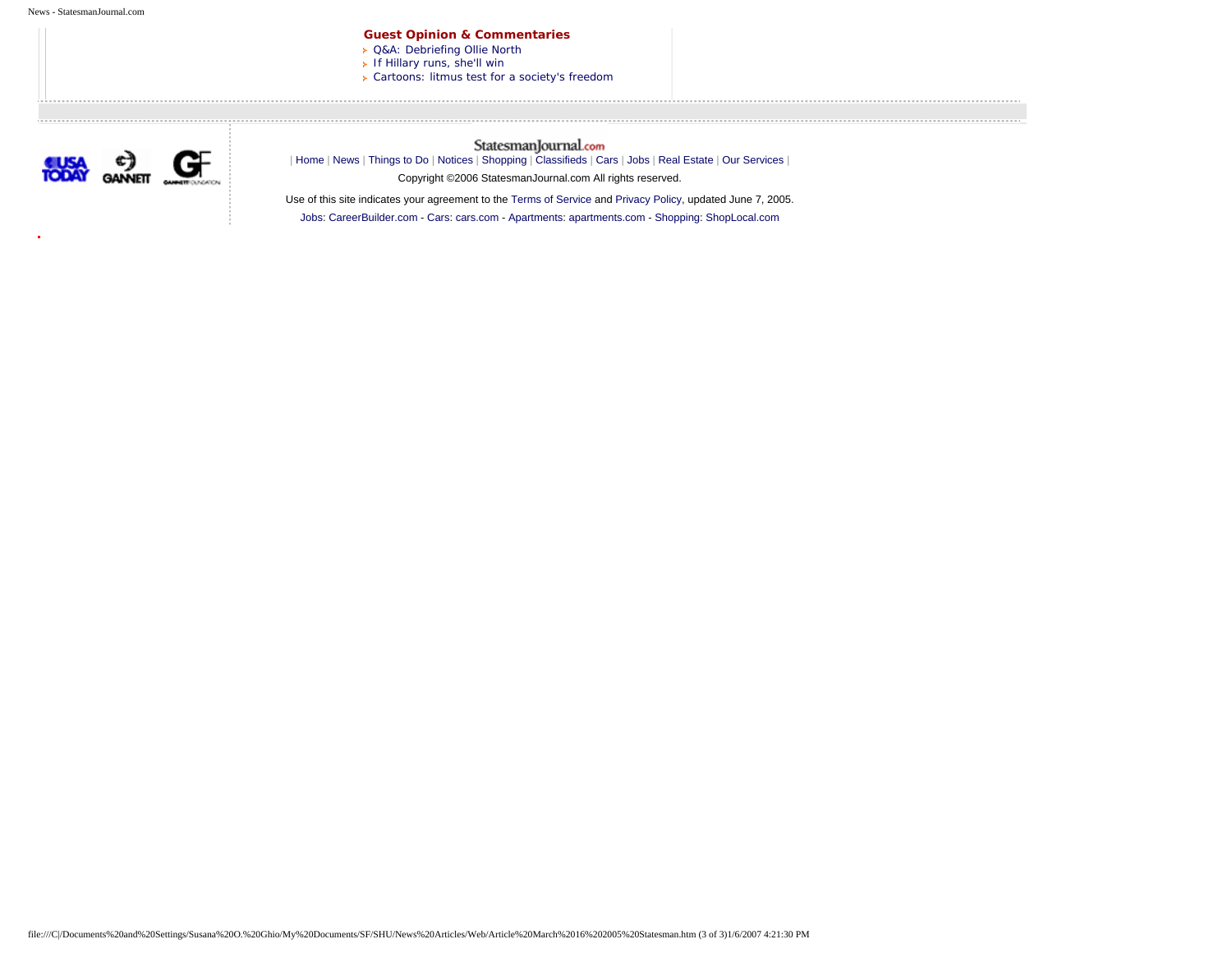### Guest Opinion & Commentaries

- Q&A: Debriefing Ollie North
- If Hillary runs, she'll win
- Cartoons: litmus test for a society's freedom

StatesmanJournal.com

| Home | News | Things to Do | Notices | Shopping | Classifieds | Cars | Jobs | Real Estate | Our Services |

Copyright ©2006 StatesmanJournal.com All rights reserved.

Use of this site indicates your agreement to the Terms of Service and Privacy Policy, updated June 7, 2005.

Jobs: CareerBuilder.com - Cars: cars.com - Apartments: apartments.com - Shopping: ShopLocal.com